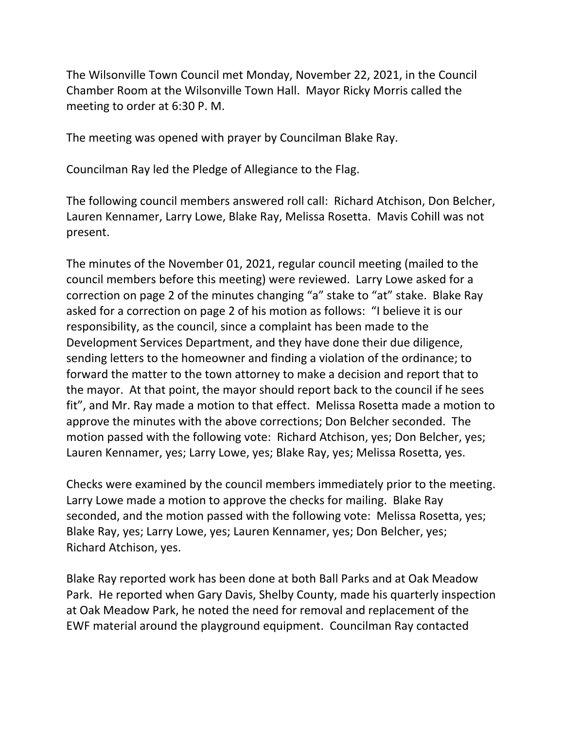The Wilsonville Town Council met Monday, November 22, 2021, in the Council Chamber Room at the Wilsonville Town Hall. Mayor Ricky Morris called the meeting to order at 6:30 P. M.

The meeting was opened with prayer by Councilman Blake Ray.

Councilman Ray led the Pledge of Allegiance to the Flag.

The following council members answered roll call: Richard Atchison, Don Belcher, Lauren Kennamer, Larry Lowe, Blake Ray, Melissa Rosetta. Mavis Cohill was not present.

The minutes of the November 01, 2021, regular council meeting (mailed to the council members before this meeting) were reviewed. Larry Lowe asked for a correction on page 2 of the minutes changing "a" stake to "at" stake. Blake Ray asked for a correction on page 2 of his motion as follows: "I believe it is our responsibility, as the council, since a complaint has been made to the Development Services Department, and they have done their due diligence, sending letters to the homeowner and finding a violation of the ordinance; to forward the matter to the town attorney to make a decision and report that to the mayor. At that point, the mayor should report back to the council if he sees fit", and Mr. Ray made a motion to that effect. Melissa Rosetta made a motion to approve the minutes with the above corrections; Don Belcher seconded. The motion passed with the following vote: Richard Atchison, yes; Don Belcher, yes; Lauren Kennamer, yes; Larry Lowe, yes; Blake Ray, yes; Melissa Rosetta, yes.

Checks were examined by the council members immediately prior to the meeting. Larry Lowe made a motion to approve the checks for mailing. Blake Ray seconded, and the motion passed with the following vote: Melissa Rosetta, yes; Blake Ray, yes; Larry Lowe, yes; Lauren Kennamer, yes; Don Belcher, yes; Richard Atchison, yes.

Blake Ray reported work has been done at both Ball Parks and at Oak Meadow Park. He reported when Gary Davis, Shelby County, made his quarterly inspection at Oak Meadow Park, he noted the need for removal and replacement of the EWF material around the playground equipment. Councilman Ray contacted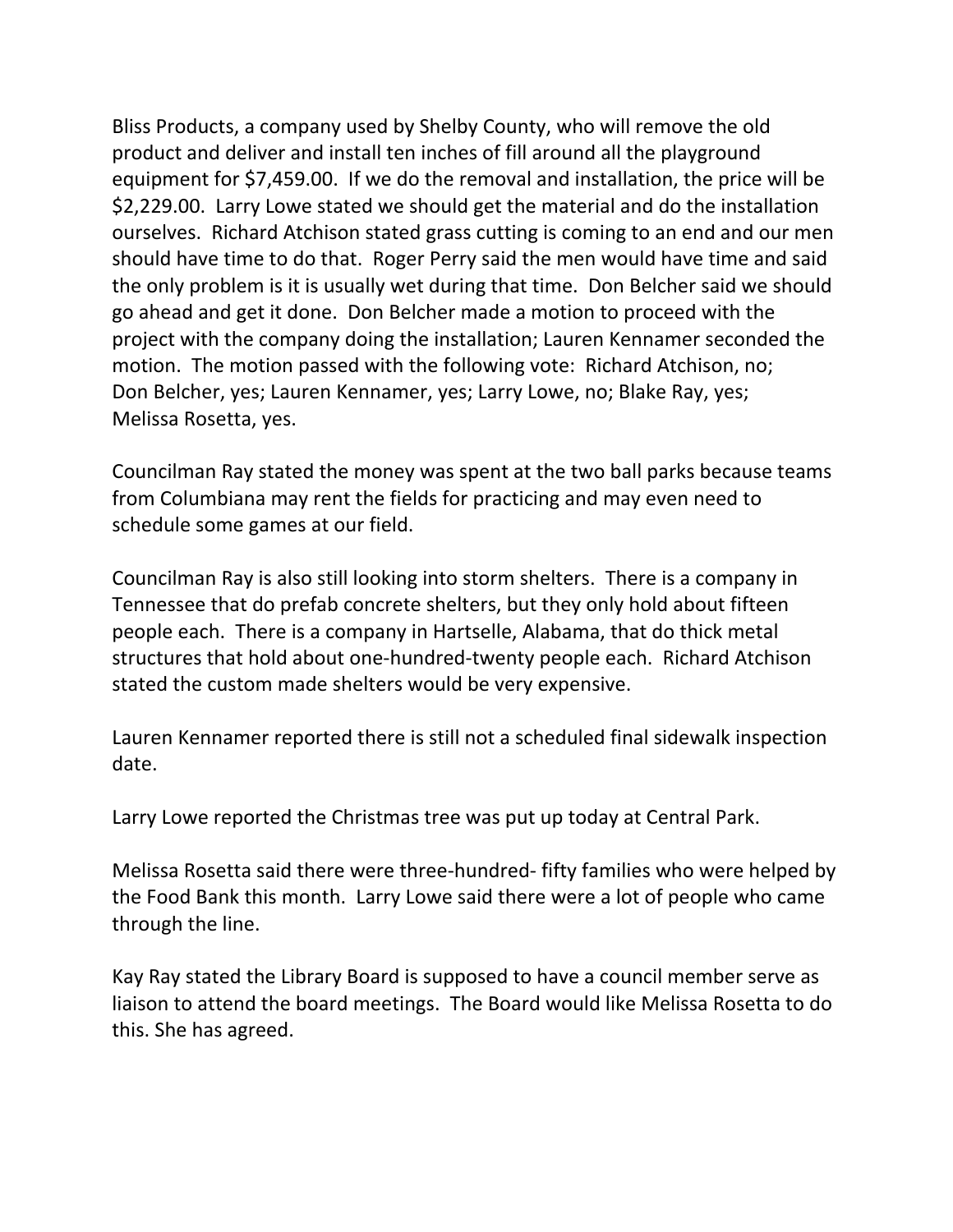Bliss Products, a company used by Shelby County, who will remove the old product and deliver and install ten inches of fill around all the playground equipment for $7,459.00. If we do the removal and installation, the price will be $2,229.00. Larry Lowe stated we should get the material and do the installation ourselves. Richard Atchison stated grass cutting is coming to an end and our men should have time to do that. Roger Perry said the men would have time and said the only problem is it is usually wet during that time. Don Belcher said we should go ahead and get it done. Don Belcher made a motion to proceed with the project with the company doing the installation; Lauren Kennamer seconded the motion. The motion passed with the following vote: Richard Atchison, no; Don Belcher, yes; Lauren Kennamer, yes; Larry Lowe, no; Blake Ray, yes; Melissa Rosetta, yes.

Councilman Ray stated the money was spent at the two ball parks because teams from Columbiana may rent the fields for practicing and may even need to schedule some games at our field.

Councilman Ray is also still looking into storm shelters. There is a company in Tennessee that do prefab concrete shelters, but they only hold about fifteen people each. There is a company in Hartselle, Alabama, that do thick metal structures that hold about one-hundred-twenty people each. Richard Atchison stated the custom made shelters would be very expensive.

Lauren Kennamer reported there is still not a scheduled final sidewalk inspection date.

Larry Lowe reported the Christmas tree was put up today at Central Park.

Melissa Rosetta said there were three-hundred- fifty families who were helped by the Food Bank this month. Larry Lowe said there were a lot of people who came through the line.

Kay Ray stated the Library Board is supposed to have a council member serve as liaison to attend the board meetings. The Board would like Melissa Rosetta to do this. She has agreed.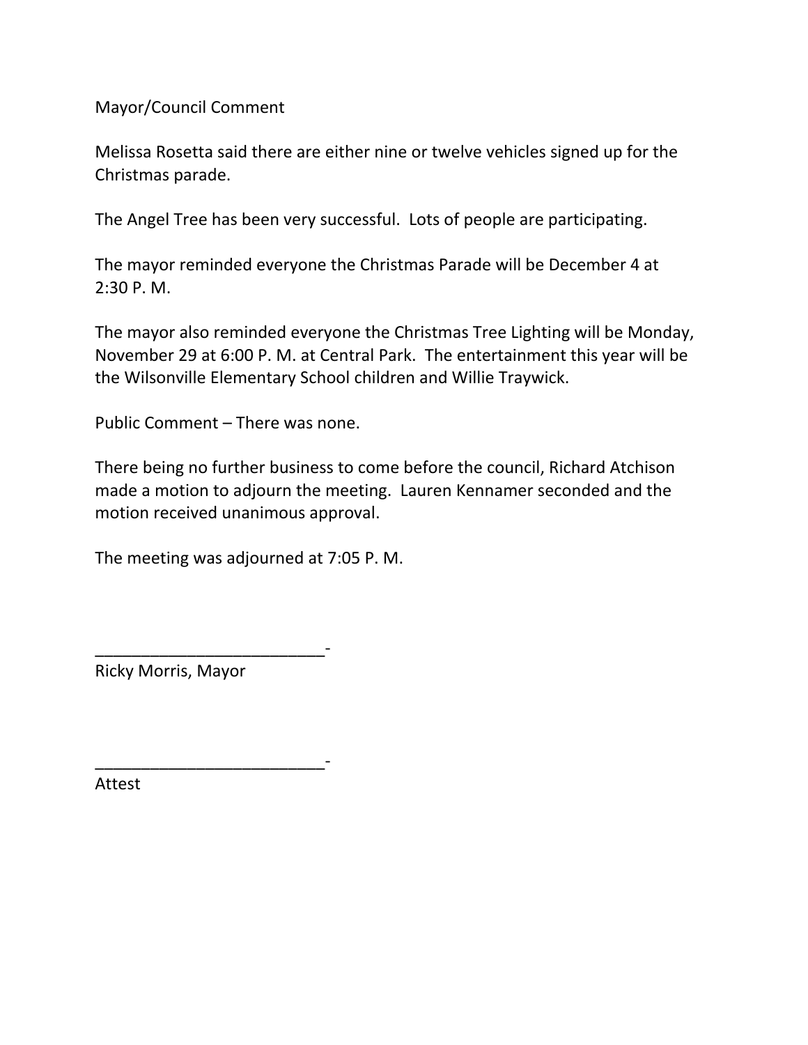Mayor/Council Comment

Melissa Rosetta said there are either nine or twelve vehicles signed up for the Christmas parade.

The Angel Tree has been very successful. Lots of people are participating.

The mayor reminded everyone the Christmas Parade will be December 4 at 2:30 P. M.

The mayor also reminded everyone the Christmas Tree Lighting will be Monday, November 29 at 6:00 P. M. at Central Park. The entertainment this year will be the Wilsonville Elementary School children and Willie Traywick.

Public Comment – There was none.

There being no further business to come before the council, Richard Atchison made a motion to adjourn the meeting. Lauren Kennamer seconded and the motion received unanimous approval.

The meeting was adjourned at 7:05 P. M.

_________________________-
Ricky Morris, Mayor

_________________________-
Attest